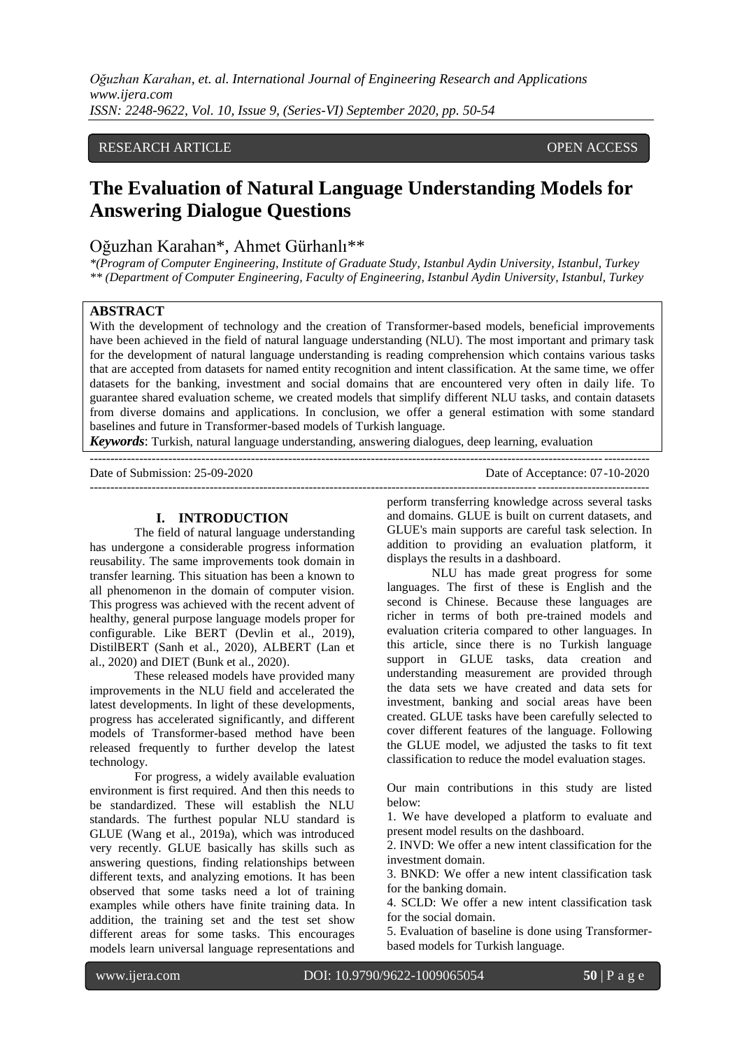RESEARCH ARTICLE OPEN ACCESS

# The Evaluation of Natural Language Understanding Models for Answering Dialogue Questions

Oğuzhan Karahan*, Ahmet Gürhanlı**

*(Program of Computer Engineering, Institute of Graduate Study, Istanbul Aydin University, Istanbul, Turkey*
*** (Department of Computer Engineering, Faculty of Engineering, Istanbul Aydin University, Istanbul, Turkey*

## ABSTRACT

With the development of technology and the creation of Transformer-based models, beneficial improvements have been achieved in the field of natural language understanding (NLU). The most important and primary task for the development of natural language understanding is reading comprehension which contains various tasks that are accepted from datasets for named entity recognition and intent classification. At the same time, we offer datasets for the banking, investment and social domains that are encountered very often in daily life. To guarantee shared evaluation scheme, we created models that simplify different NLU tasks, and contain datasets from diverse domains and applications. In conclusion, we offer a general estimation with some standard baselines and future in Transformer-based models of Turkish language.

***Keywords***: Turkish, natural language understanding, answering dialogues, deep learning, evaluation

Date of Submission: 25-09-2020 Date of Acceptance: 07-10-2020

## I. INTRODUCTION

The field of natural language understanding has undergone a considerable progress information reusability. The same improvements took domain in transfer learning. This situation has been a known to all phenomenon in the domain of computer vision. This progress was achieved with the recent advent of healthy, general purpose language models proper for configurable. Like BERT (Devlin et al., 2019), DistilBERT (Sanh et al., 2020), ALBERT (Lan et al., 2020) and DIET (Bunk et al., 2020).

These released models have provided many improvements in the NLU field and accelerated the latest developments. In light of these developments, progress has accelerated significantly, and different models of Transformer-based method have been released frequently to further develop the latest technology.

For progress, a widely available evaluation environment is first required. And then this needs to be standardized. These will establish the NLU standards. The furthest popular NLU standard is GLUE (Wang et al., 2019a), which was introduced very recently. GLUE basically has skills such as answering questions, finding relationships between different texts, and analyzing emotions. It has been observed that some tasks need a lot of training examples while others have finite training data. In addition, the training set and the test set show different areas for some tasks. This encourages models learn universal language representations and perform transferring knowledge across several tasks and domains. GLUE is built on current datasets, and GLUE's main supports are careful task selection. In addition to providing an evaluation platform, it displays the results in a dashboard.

NLU has made great progress for some languages. The first of these is English and the second is Chinese. Because these languages are richer in terms of both pre-trained models and evaluation criteria compared to other languages. In this article, since there is no Turkish language support in GLUE tasks, data creation and understanding measurement are provided through the data sets we have created and data sets for investment, banking and social areas have been created. GLUE tasks have been carefully selected to cover different features of the language. Following the GLUE model, we adjusted the tasks to fit text classification to reduce the model evaluation stages.

Our main contributions in this study are listed below:

1. We have developed a platform to evaluate and present model results on the dashboard.
2. INVD: We offer a new intent classification for the investment domain.
3. BNKD: We offer a new intent classification task for the banking domain.
4. SCLD: We offer a new intent classification task for the social domain.
5. Evaluation of baseline is done using Transformer-based models for Turkish language.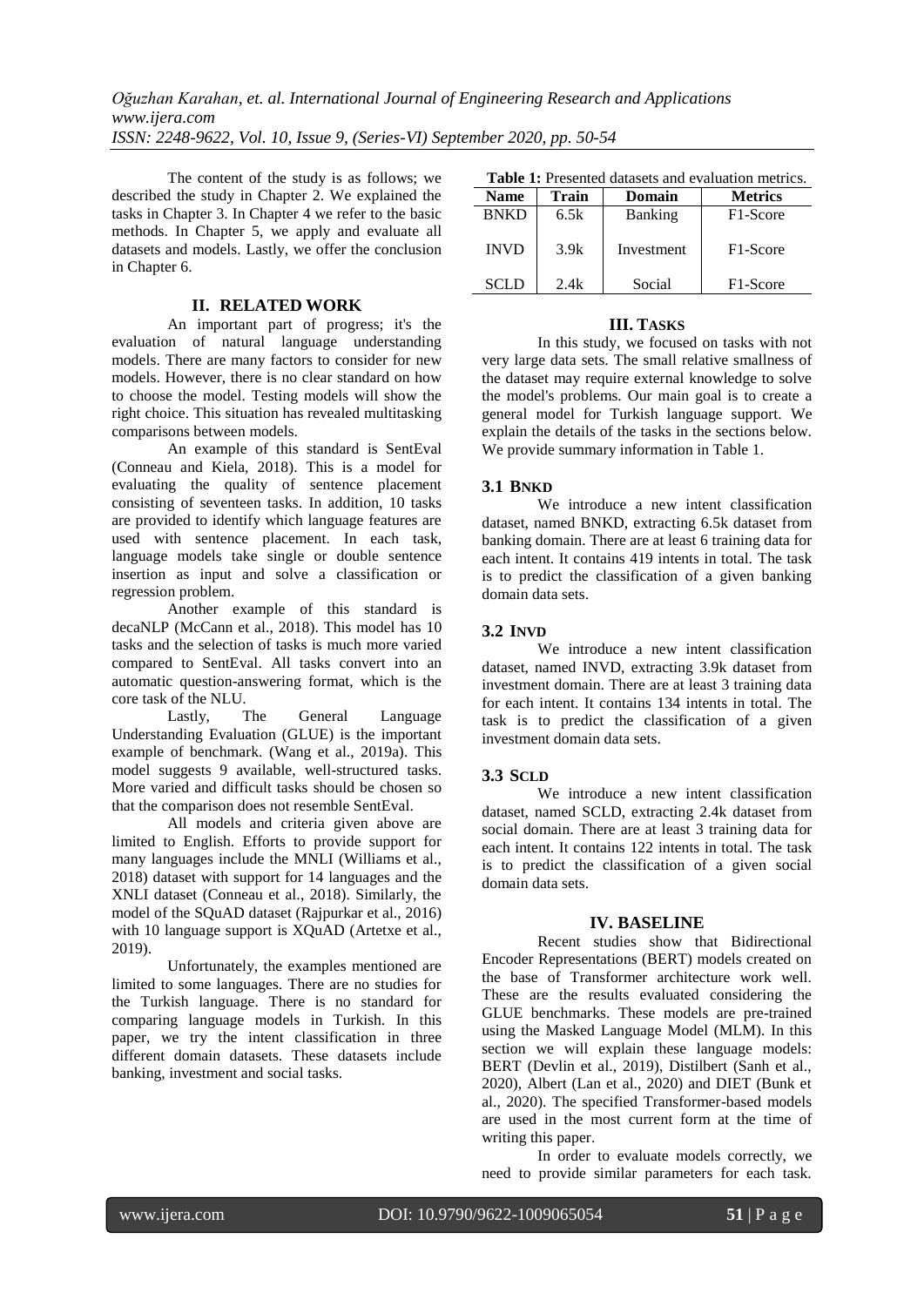The content of the study is as follows; we described the study in Chapter 2. We explained the tasks in Chapter 3. In Chapter 4 we refer to the basic methods. In Chapter 5, we apply and evaluate all datasets and models. Lastly, we offer the conclusion in Chapter 6.

## II. RELATED WORK

An important part of progress; it's the evaluation of natural language understanding models. There are many factors to consider for new models. However, there is no clear standard on how to choose the model. Testing models will show the right choice. This situation has revealed multitasking comparisons between models.

An example of this standard is SentEval (Conneau and Kiela, 2018). This is a model for evaluating the quality of sentence placement consisting of seventeen tasks. In addition, 10 tasks are provided to identify which language features are used with sentence placement. In each task, language models take single or double sentence insertion as input and solve a classification or regression problem.

Another example of this standard is decaNLP (McCann et al., 2018). This model has 10 tasks and the selection of tasks is much more varied compared to SentEval. All tasks convert into an automatic question-answering format, which is the core task of the NLU.

Lastly, The General Language Understanding Evaluation (GLUE) is the important example of benchmark. (Wang et al., 2019a). This model suggests 9 available, well-structured tasks. More varied and difficult tasks should be chosen so that the comparison does not resemble SentEval.

All models and criteria given above are limited to English. Efforts to provide support for many languages include the MNLI (Williams et al., 2018) dataset with support for 14 languages and the XNLI dataset (Conneau et al., 2018). Similarly, the model of the SQuAD dataset (Rajpurkar et al., 2016) with 10 language support is XQuAD (Artetxe et al., 2019).

Unfortunately, the examples mentioned are limited to some languages. There are no studies for the Turkish language. There is no standard for comparing language models in Turkish. In this paper, we try the intent classification in three different domain datasets. These datasets include banking, investment and social tasks.

**Table 1:** Presented datasets and evaluation metrics.

| Name | Train | Domain | Metrics |
|---|---|---|---|
| BNKD | 6.5k | Banking | F1-Score |
| INVD | 3.9k | Investment | F1-Score |
| SCLD | 2.4k | Social | F1-Score |

## III. TASKS

In this study, we focused on tasks with not very large data sets. The small relative smallness of the dataset may require external knowledge to solve the model's problems. Our main goal is to create a general model for Turkish language support. We explain the details of the tasks in the sections below. We provide summary information in Table 1.

### 3.1 BNKD

We introduce a new intent classification dataset, named BNKD, extracting 6.5k dataset from banking domain. There are at least 6 training data for each intent. It contains 419 intents in total. The task is to predict the classification of a given banking domain data sets.

### 3.2 INVD

We introduce a new intent classification dataset, named INVD, extracting 3.9k dataset from investment domain. There are at least 3 training data for each intent. It contains 134 intents in total. The task is to predict the classification of a given investment domain data sets.

### 3.3 SCLD

We introduce a new intent classification dataset, named SCLD, extracting 2.4k dataset from social domain. There are at least 3 training data for each intent. It contains 122 intents in total. The task is to predict the classification of a given social domain data sets.

## IV. BASELINE

Recent studies show that Bidirectional Encoder Representations (BERT) models created on the base of Transformer architecture work well. These are the results evaluated considering the GLUE benchmarks. These models are pre-trained using the Masked Language Model (MLM). In this section we will explain these language models: BERT (Devlin et al., 2019), Distilbert (Sanh et al., 2020), Albert (Lan et al., 2020) and DIET (Bunk et al., 2020). The specified Transformer-based models are used in the most current form at the time of writing this paper.

In order to evaluate models correctly, we need to provide similar parameters for each task.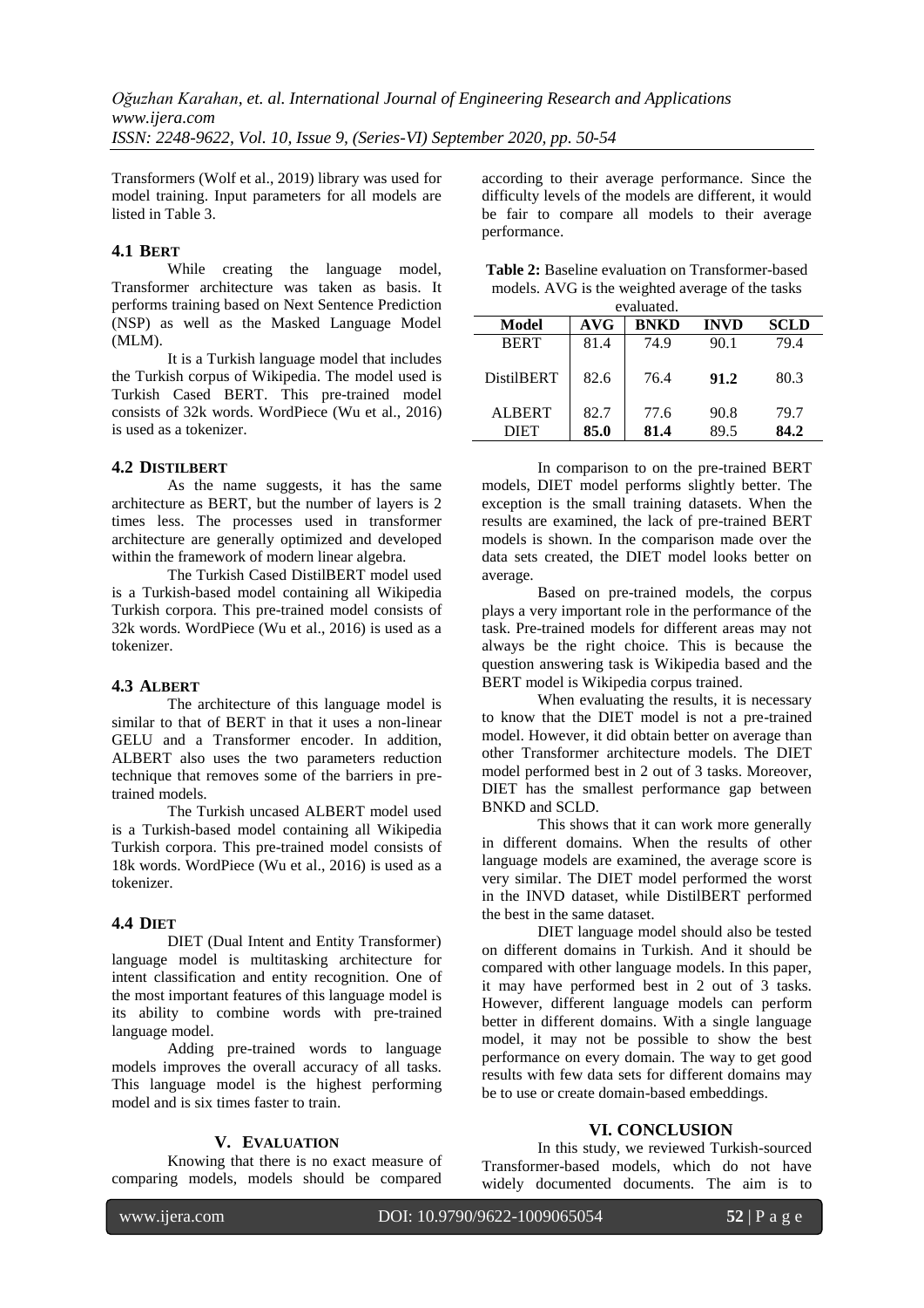Transformers (Wolf et al., 2019) library was used for model training. Input parameters for all models are listed in Table 3.

### 4.1 BERT

While creating the language model, Transformer architecture was taken as basis. It performs training based on Next Sentence Prediction (NSP) as well as the Masked Language Model (MLM).

It is a Turkish language model that includes the Turkish corpus of Wikipedia. The model used is Turkish Cased BERT. This pre-trained model consists of 32k words. WordPiece (Wu et al., 2016) is used as a tokenizer.

### 4.2 DistilBERT

As the name suggests, it has the same architecture as BERT, but the number of layers is 2 times less. The processes used in transformer architecture are generally optimized and developed within the framework of modern linear algebra.

The Turkish Cased DistilBERT model used is a Turkish-based model containing all Wikipedia Turkish corpora. This pre-trained model consists of 32k words. WordPiece (Wu et al., 2016) is used as a tokenizer.

### 4.3 ALBERT

The architecture of this language model is similar to that of BERT in that it uses a non-linear GELU and a Transformer encoder. In addition, ALBERT also uses the two parameters reduction technique that removes some of the barriers in pre-trained models.

The Turkish uncased ALBERT model used is a Turkish-based model containing all Wikipedia Turkish corpora. This pre-trained model consists of 18k words. WordPiece (Wu et al., 2016) is used as a tokenizer.

### 4.4 DIET

DIET (Dual Intent and Entity Transformer) language model is multitasking architecture for intent classification and entity recognition. One of the most important features of this language model is its ability to combine words with pre-trained language model.

Adding pre-trained words to language models improves the overall accuracy of all tasks. This language model is the highest performing model and is six times faster to train.

## V. EVALUATION

Knowing that there is no exact measure of comparing models, models should be compared according to their average performance. Since the difficulty levels of the models are different, it would be fair to compare all models to their average performance.

**Table 2:** Baseline evaluation on Transformer-based models. AVG is the weighted average of the tasks evaluated.

| Model | AVG | BNKD | INVD | SCLD |
|---|---|---|---|---|
| BERT | 81.4 | 74.9 | 90.1 | 79.4 |
| DistilBERT | 82.6 | 76.4 | **91.2** | 80.3 |
| ALBERT | 82.7 | 77.6 | 90.8 | 79.7 |
| DIET | **85.0** | **81.4** | 89.5 | **84.2** |

In comparison to on the pre-trained BERT models, DIET model performs slightly better. The exception is the small training datasets. When the results are examined, the lack of pre-trained BERT models is shown. In the comparison made over the data sets created, the DIET model looks better on average.

Based on pre-trained models, the corpus plays a very important role in the performance of the task. Pre-trained models for different areas may not always be the right choice. This is because the question answering task is Wikipedia based and the BERT model is Wikipedia corpus trained.

When evaluating the results, it is necessary to know that the DIET model is not a pre-trained model. However, it did obtain better on average than other Transformer architecture models. The DIET model performed best in 2 out of 3 tasks. Moreover, DIET has the smallest performance gap between BNKD and SCLD.

This shows that it can work more generally in different domains. When the results of other language models are examined, the average score is very similar. The DIET model performed the worst in the INVD dataset, while DistilBERT performed the best in the same dataset.

DIET language model should also be tested on different domains in Turkish. And it should be compared with other language models. In this paper, it may have performed best in 2 out of 3 tasks. However, different language models can perform better in different domains. With a single language model, it may not be possible to show the best performance on every domain. The way to get good results with few data sets for different domains may be to use or create domain-based embeddings.

## VI. CONCLUSION

In this study, we reviewed Turkish-sourced Transformer-based models, which do not have widely documented documents. The aim is to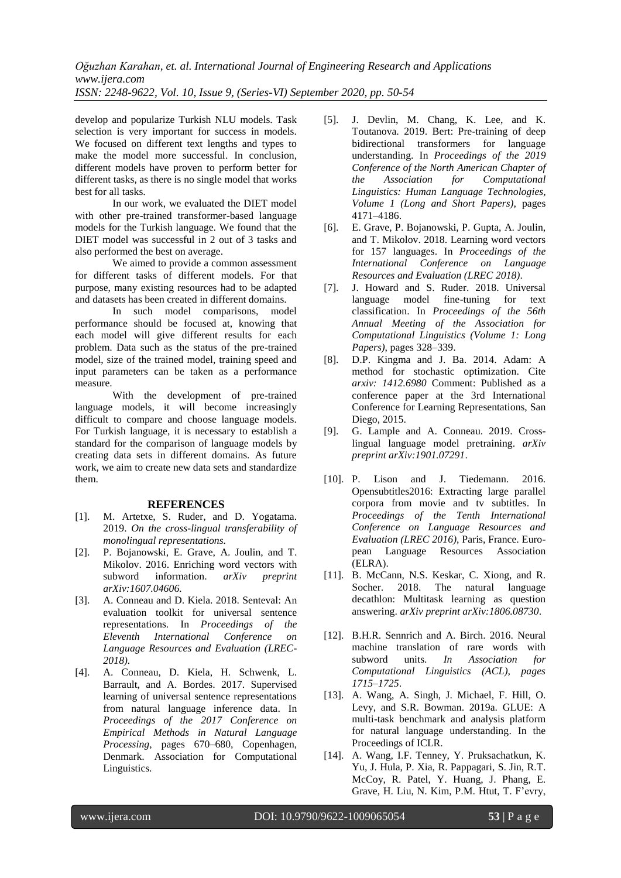develop and popularize Turkish NLU models. Task selection is very important for success in models. We focused on different text lengths and types to make the model more successful. In conclusion, different models have proven to perform better for different tasks, as there is no single model that works best for all tasks.

In our work, we evaluated the DIET model with other pre-trained transformer-based language models for the Turkish language. We found that the DIET model was successful in 2 out of 3 tasks and also performed the best on average.

We aimed to provide a common assessment for different tasks of different models. For that purpose, many existing resources had to be adapted and datasets has been created in different domains.

In such model comparisons, model performance should be focused at, knowing that each model will give different results for each problem. Data such as the status of the pre-trained model, size of the trained model, training speed and input parameters can be taken as a performance measure.

With the development of pre-trained language models, it will become increasingly difficult to compare and choose language models. For Turkish language, it is necessary to establish a standard for the comparison of language models by creating data sets in different domains. As future work, we aim to create new data sets and standardize them.

## REFERENCES

[1]. M. Artetxe, S. Ruder, and D. Yogatama. 2019. *On the cross-lingual transferability of monolingual representations.*

[2]. P. Bojanowski, E. Grave, A. Joulin, and T. Mikolov. 2016. Enriching word vectors with subword information. *arXiv preprint arXiv:1607.04606.*

[3]. A. Conneau and D. Kiela. 2018. Senteval: An evaluation toolkit for universal sentence representations. In *Proceedings of the Eleventh International Conference on Language Resources and Evaluation (LREC-2018).*

[4]. A. Conneau, D. Kiela, H. Schwenk, L. Barrault, and A. Bordes. 2017. Supervised learning of universal sentence representations from natural language inference data. In *Proceedings of the 2017 Conference on Empirical Methods in Natural Language Processing*, pages 670–680, Copenhagen, Denmark. Association for Computational Linguistics.

[5]. J. Devlin, M. Chang, K. Lee, and K. Toutanova. 2019. Bert: Pre-training of deep bidirectional transformers for language understanding. In *Proceedings of the 2019 Conference of the North American Chapter of the Association for Computational Linguistics: Human Language Technologies, Volume 1 (Long and Short Papers)*, pages 4171–4186.

[6]. E. Grave, P. Bojanowski, P. Gupta, A. Joulin, and T. Mikolov. 2018. Learning word vectors for 157 languages. In *Proceedings of the International Conference on Language Resources and Evaluation (LREC 2018)*.

[7]. J. Howard and S. Ruder. 2018. Universal language model fine-tuning for text classification. In *Proceedings of the 56th Annual Meeting of the Association for Computational Linguistics (Volume 1: Long Papers)*, pages 328–339.

[8]. D.P. Kingma and J. Ba. 2014. Adam: A method for stochastic optimization. Cite *arxiv: 1412.6980* Comment: Published as a conference paper at the 3rd International Conference for Learning Representations, San Diego, 2015.

[9]. G. Lample and A. Conneau. 2019. Cross-lingual language model pretraining. *arXiv preprint arXiv:1901.07291*.

[10]. P. Lison and J. Tiedemann. 2016. Opensubtitles2016: Extracting large parallel corpora from movie and tv subtitles. In *Proceedings of the Tenth International Conference on Language Resources and Evaluation (LREC 2016)*, Paris, France. European Language Resources Association (ELRA).

[11]. B. McCann, N.S. Keskar, C. Xiong, and R. Socher. 2018. The natural language decathlon: Multitask learning as question answering. *arXiv preprint arXiv:1806.08730*.

[12]. B.H.R. Sennrich and A. Birch. 2016. Neural machine translation of rare words with subword units. *In Association for Computational Linguistics (ACL), pages 1715–1725*.

[13]. A. Wang, A. Singh, J. Michael, F. Hill, O. Levy, and S.R. Bowman. 2019a. GLUE: A multi-task benchmark and analysis platform for natural language understanding. In the Proceedings of ICLR.

[14]. A. Wang, I.F. Tenney, Y. Pruksachatkun, K. Yu, J. Hula, P. Xia, R. Pappagari, S. Jin, R.T. McCoy, R. Patel, Y. Huang, J. Phang, E. Grave, H. Liu, N. Kim, P.M. Htut, T. F'evry,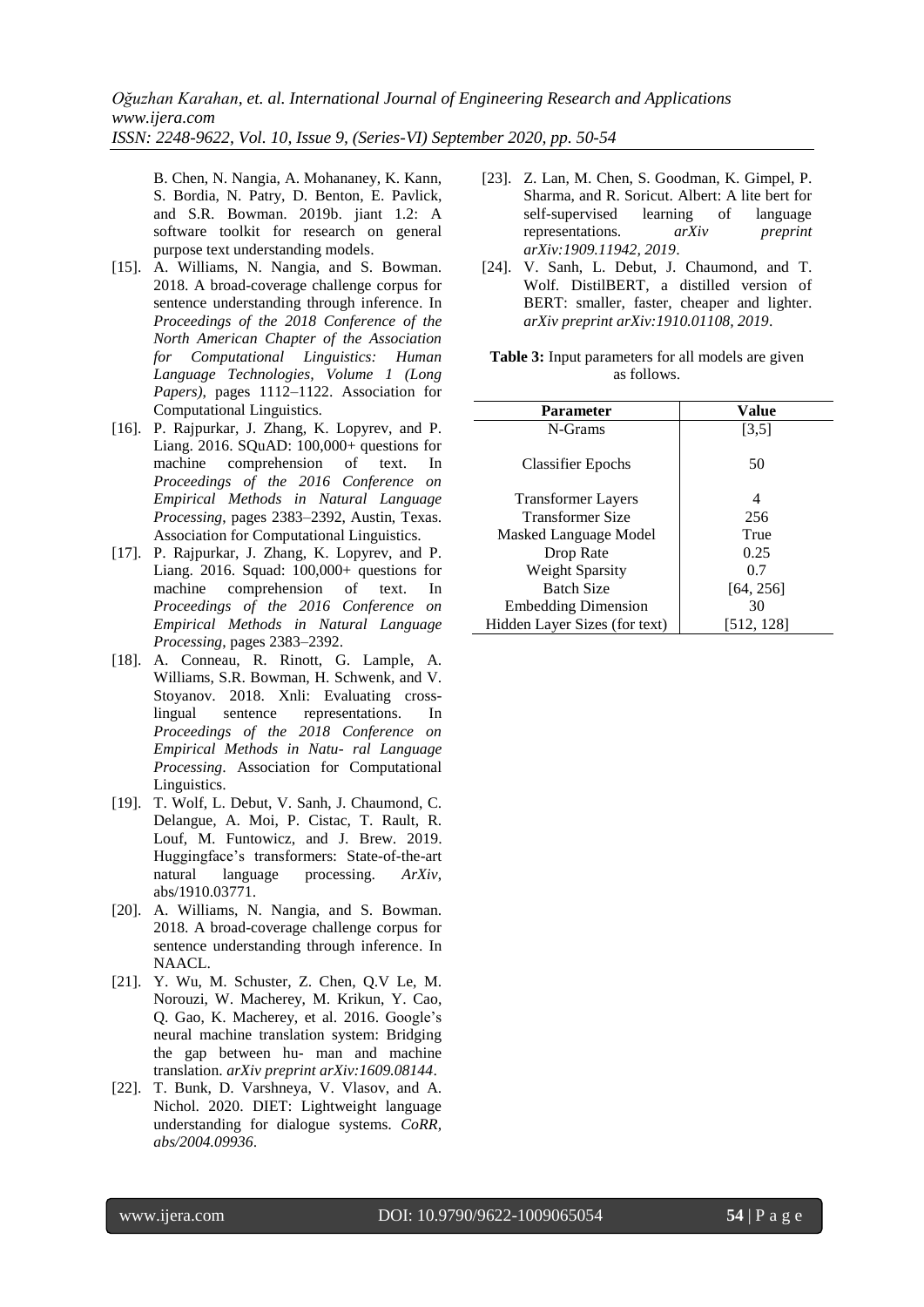B. Chen, N. Nangia, A. Mohananey, K. Kann, S. Bordia, N. Patry, D. Benton, E. Pavlick, and S.R. Bowman. 2019b. jiant 1.2: A software toolkit for research on general purpose text understanding models.

[15]. A. Williams, N. Nangia, and S. Bowman. 2018. A broad-coverage challenge corpus for sentence understanding through inference. In *Proceedings of the 2018 Conference of the North American Chapter of the Association for Computational Linguistics: Human Language Technologies, Volume 1 (Long Papers)*, pages 1112–1122. Association for Computational Linguistics.

[16]. P. Rajpurkar, J. Zhang, K. Lopyrev, and P. Liang. 2016. SQuAD: 100,000+ questions for machine comprehension of text. In *Proceedings of the 2016 Conference on Empirical Methods in Natural Language Processing*, pages 2383–2392, Austin, Texas. Association for Computational Linguistics.

[17]. P. Rajpurkar, J. Zhang, K. Lopyrev, and P. Liang. 2016. Squad: 100,000+ questions for machine comprehension of text. In *Proceedings of the 2016 Conference on Empirical Methods in Natural Language Processing*, pages 2383–2392.

[18]. A. Conneau, R. Rinott, G. Lample, A. Williams, S.R. Bowman, H. Schwenk, and V. Stoyanov. 2018. Xnli: Evaluating cross-lingual sentence representations. In *Proceedings of the 2018 Conference on Empirical Methods in Natu- ral Language Processing*. Association for Computational Linguistics.

[19]. T. Wolf, L. Debut, V. Sanh, J. Chaumond, C. Delangue, A. Moi, P. Cistac, T. Rault, R. Louf, M. Funtowicz, and J. Brew. 2019. Huggingface's transformers: State-of-the-art natural language processing. *ArXiv*, abs/1910.03771.

[20]. A. Williams, N. Nangia, and S. Bowman. 2018. A broad-coverage challenge corpus for sentence understanding through inference. In NAACL.

[21]. Y. Wu, M. Schuster, Z. Chen, Q.V Le, M. Norouzi, W. Macherey, M. Krikun, Y. Cao, Q. Gao, K. Macherey, et al. 2016. Google's neural machine translation system: Bridging the gap between hu- man and machine translation. *arXiv preprint arXiv:1609.08144*.

[22]. T. Bunk, D. Varshneya, V. Vlasov, and A. Nichol. 2020. DIET: Lightweight language understanding for dialogue systems. *CoRR, abs/2004.09936*.

[23]. Z. Lan, M. Chen, S. Goodman, K. Gimpel, P. Sharma, and R. Soricut. Albert: A lite bert for self-supervised learning of language representations. *arXiv preprint arXiv:1909.11942, 2019*.

[24]. V. Sanh, L. Debut, J. Chaumond, and T. Wolf. DistilBERT, a distilled version of BERT: smaller, faster, cheaper and lighter. *arXiv preprint arXiv:1910.01108, 2019*.

**Table 3:** Input parameters for all models are given as follows.

| Parameter | Value |
|---|---|
| N-Grams | [3,5] |
| Classifier Epochs | 50 |
| Transformer Layers | 4 |
| Transformer Size | 256 |
| Masked Language Model | True |
| Drop Rate | 0.25 |
| Weight Sparsity | 0.7 |
| Batch Size | [64, 256] |
| Embedding Dimension | 30 |
| Hidden Layer Sizes (for text) | [512, 128] |